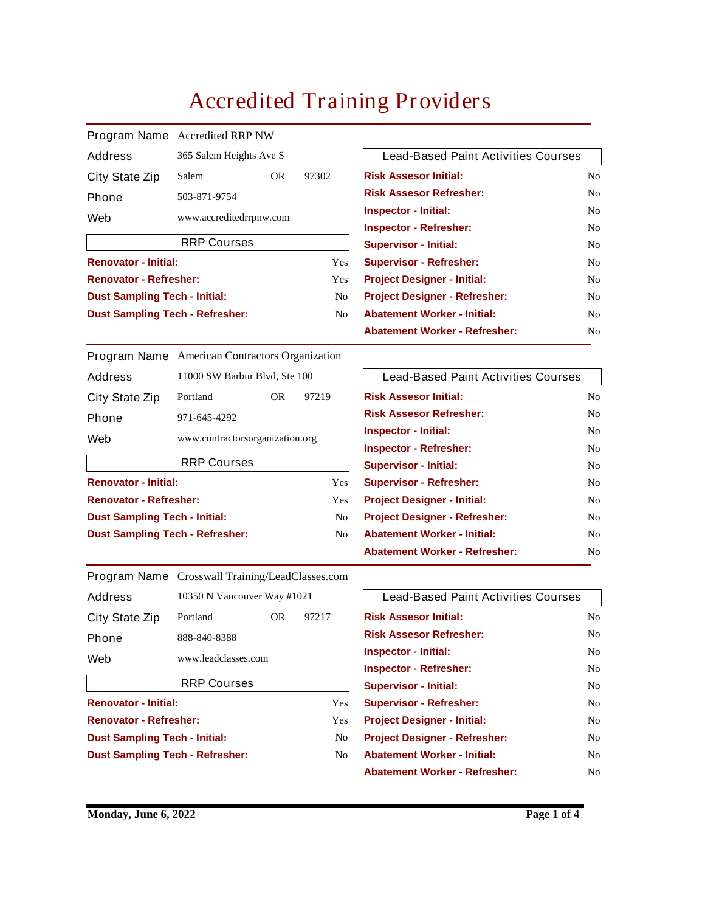# Accredited Training Providers

| Program Name | Accredited RRP NW | | |
|---|---|---|---|
| Address | 365 Salem Heights Ave S | | |
| City State Zip | Salem | OR | 97302 |
| Phone | 503-871-9754 | | |
| Web | www.accreditedrrpnw.com | | |

| RRP Courses | |
|---|---|
| **Renovator - Initial:** | Yes |
| **Renovator - Refresher:** | Yes |
| **Dust Sampling Tech - Initial:** | No |
| **Dust Sampling Tech - Refresher:** | No |

| Lead-Based Paint Activities Courses | |
|---|---|
| **Risk Assesor Initial:** | No |
| **Risk Assesor Refresher:** | No |
| **Inspector - Initial:** | No |
| **Inspector - Refresher:** | No |
| **Supervisor - Initial:** | No |
| **Supervisor - Refresher:** | No |
| **Project Designer - Initial:** | No |
| **Project Designer - Refresher:** | No |
| **Abatement Worker - Initial:** | No |
| **Abatement Worker - Refresher:** | No |

---

| Program Name | American Contractors Organization | | |
|---|---|---|---|
| Address | 11000 SW Barbur Blvd, Ste 100 | | |
| City State Zip | Portland | OR | 97219 |
| Phone | 971-645-4292 | | |
| Web | www.contractorsorganization.org | | |

| RRP Courses | |
|---|---|
| **Renovator - Initial:** | Yes |
| **Renovator - Refresher:** | Yes |
| **Dust Sampling Tech - Initial:** | No |
| **Dust Sampling Tech - Refresher:** | No |

| Lead-Based Paint Activities Courses | |
|---|---|
| **Risk Assesor Initial:** | No |
| **Risk Assesor Refresher:** | No |
| **Inspector - Initial:** | No |
| **Inspector - Refresher:** | No |
| **Supervisor - Initial:** | No |
| **Supervisor - Refresher:** | No |
| **Project Designer - Initial:** | No |
| **Project Designer - Refresher:** | No |
| **Abatement Worker - Initial:** | No |
| **Abatement Worker - Refresher:** | No |

---

| Program Name | Crosswall Training/LeadClasses.com | | |
|---|---|---|---|
| Address | 10350 N Vancouver Way #1021 | | |
| City State Zip | Portland | OR | 97217 |
| Phone | 888-840-8388 | | |
| Web | www.leadclasses.com | | |

| RRP Courses | |
|---|---|
| **Renovator - Initial:** | Yes |
| **Renovator - Refresher:** | Yes |
| **Dust Sampling Tech - Initial:** | No |
| **Dust Sampling Tech - Refresher:** | No |

| Lead-Based Paint Activities Courses | |
|---|---|
| **Risk Assesor Initial:** | No |
| **Risk Assesor Refresher:** | No |
| **Inspector - Initial:** | No |
| **Inspector - Refresher:** | No |
| **Supervisor - Initial:** | No |
| **Supervisor - Refresher:** | No |
| **Project Designer - Initial:** | No |
| **Project Designer - Refresher:** | No |
| **Abatement Worker - Initial:** | No |
| **Abatement Worker - Refresher:** | No |

**Monday, June 6, 2022**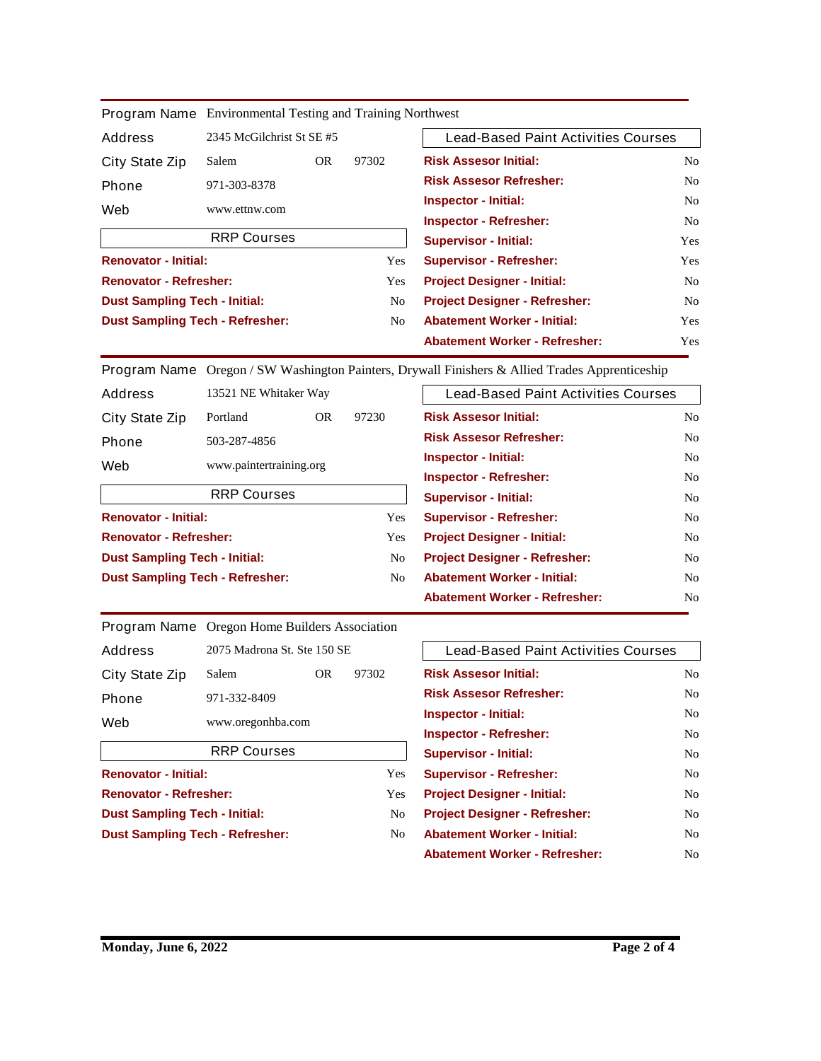| Program Name | Environmental Testing and Training Northwest | | |
|---|---|---|---|
| Address | 2345 McGilchrist St SE #5 | | |
| City State Zip | Salem | OR | 97302 |
| Phone | 971-303-8378 | | |
| Web | www.ettnw.com | | |

| RRP Courses | |
|---|---|
| **Renovator - Initial:** | Yes |
| **Renovator - Refresher:** | Yes |
| **Dust Sampling Tech - Initial:** | No |
| **Dust Sampling Tech - Refresher:** | No |

| Lead-Based Paint Activities Courses | |
|---|---|
| **Risk Assesor Initial:** | No |
| **Risk Assesor Refresher:** | No |
| **Inspector - Initial:** | No |
| **Inspector - Refresher:** | No |
| **Supervisor - Initial:** | Yes |
| **Supervisor - Refresher:** | Yes |
| **Project Designer - Initial:** | No |
| **Project Designer - Refresher:** | No |
| **Abatement Worker - Initial:** | Yes |
| **Abatement Worker - Refresher:** | Yes |

---

| Program Name | Oregon / SW Washington Painters, Drywall Finishers & Allied Trades Apprenticeship | | |
|---|---|---|---|
| Address | 13521 NE Whitaker Way | | |
| City State Zip | Portland | OR | 97230 |
| Phone | 503-287-4856 | | |
| Web | www.paintertraining.org | | |

| RRP Courses | |
|---|---|
| **Renovator - Initial:** | Yes |
| **Renovator - Refresher:** | Yes |
| **Dust Sampling Tech - Initial:** | No |
| **Dust Sampling Tech - Refresher:** | No |

| Lead-Based Paint Activities Courses | |
|---|---|
| **Risk Assesor Initial:** | No |
| **Risk Assesor Refresher:** | No |
| **Inspector - Initial:** | No |
| **Inspector - Refresher:** | No |
| **Supervisor - Initial:** | No |
| **Supervisor - Refresher:** | No |
| **Project Designer - Initial:** | No |
| **Project Designer - Refresher:** | No |
| **Abatement Worker - Initial:** | No |
| **Abatement Worker - Refresher:** | No |

---

| Program Name | Oregon Home Builders Association | | |
|---|---|---|---|
| Address | 2075 Madrona St. Ste 150 SE | | |
| City State Zip | Salem | OR | 97302 |
| Phone | 971-332-8409 | | |
| Web | www.oregonhba.com | | |

| RRP Courses | |
|---|---|
| **Renovator - Initial:** | Yes |
| **Renovator - Refresher:** | Yes |
| **Dust Sampling Tech - Initial:** | No |
| **Dust Sampling Tech - Refresher:** | No |

| Lead-Based Paint Activities Courses | |
|---|---|
| **Risk Assesor Initial:** | No |
| **Risk Assesor Refresher:** | No |
| **Inspector - Initial:** | No |
| **Inspector - Refresher:** | No |
| **Supervisor - Initial:** | No |
| **Supervisor - Refresher:** | No |
| **Project Designer - Initial:** | No |
| **Project Designer - Refresher:** | No |
| **Abatement Worker - Initial:** | No |
| **Abatement Worker - Refresher:** | No |

**Monday, June 6, 2022**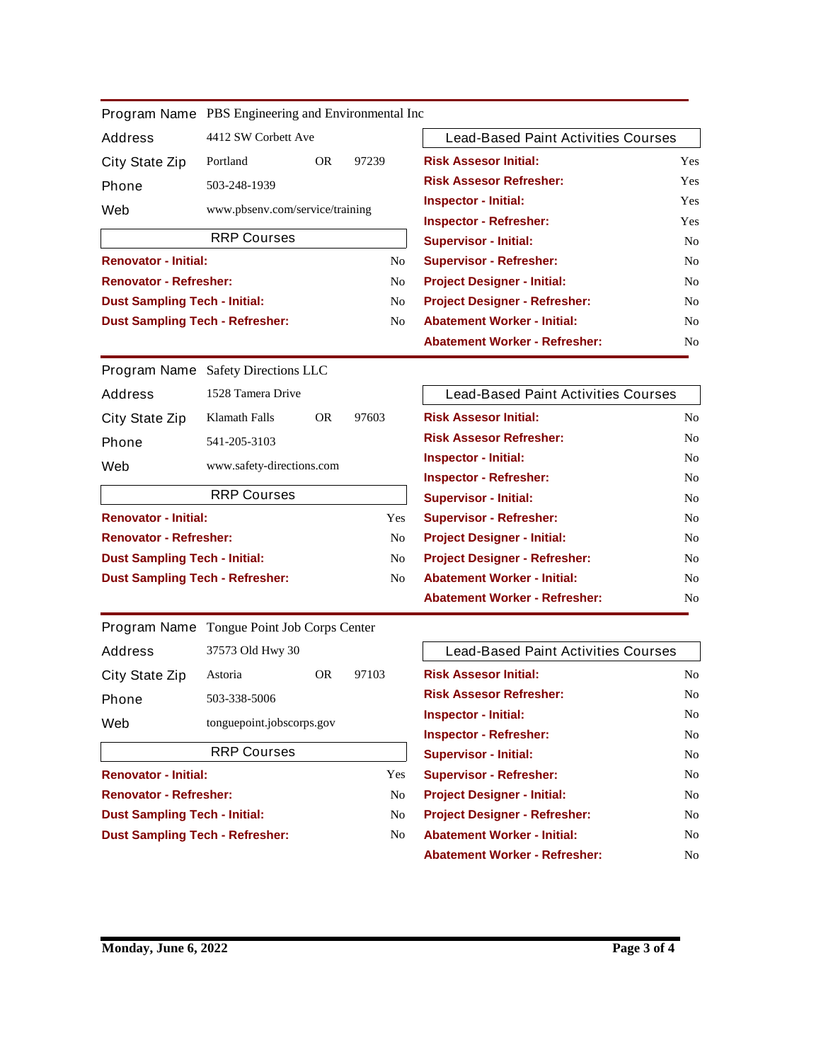| Program Name | PBS Engineering and Environmental Inc | | |
|---|---|---|---|
| Address | 4412 SW Corbett Ave | | |
| City State Zip | Portland | OR | 97239 |
| Phone | 503-248-1939 | | |
| Web | www.pbsenv.com/service/training | | |

| RRP Courses | |
|---|---|
| **Renovator - Initial:** | No |
| **Renovator - Refresher:** | No |
| **Dust Sampling Tech - Initial:** | No |
| **Dust Sampling Tech - Refresher:** | No |

| Lead-Based Paint Activities Courses | |
|---|---|
| **Risk Assesor Initial:** | Yes |
| **Risk Assesor Refresher:** | Yes |
| **Inspector - Initial:** | Yes |
| **Inspector - Refresher:** | Yes |
| **Supervisor - Initial:** | No |
| **Supervisor - Refresher:** | No |
| **Project Designer - Initial:** | No |
| **Project Designer - Refresher:** | No |
| **Abatement Worker - Initial:** | No |
| **Abatement Worker - Refresher:** | No |

---

| Program Name | Safety Directions LLC | | |
|---|---|---|---|
| Address | 1528 Tamera Drive | | |
| City State Zip | Klamath Falls | OR | 97603 |
| Phone | 541-205-3103 | | |
| Web | www.safety-directions.com | | |

| RRP Courses | |
|---|---|
| **Renovator - Initial:** | Yes |
| **Renovator - Refresher:** | No |
| **Dust Sampling Tech - Initial:** | No |
| **Dust Sampling Tech - Refresher:** | No |

| Lead-Based Paint Activities Courses | |
|---|---|
| **Risk Assesor Initial:** | No |
| **Risk Assesor Refresher:** | No |
| **Inspector - Initial:** | No |
| **Inspector - Refresher:** | No |
| **Supervisor - Initial:** | No |
| **Supervisor - Refresher:** | No |
| **Project Designer - Initial:** | No |
| **Project Designer - Refresher:** | No |
| **Abatement Worker - Initial:** | No |
| **Abatement Worker - Refresher:** | No |

---

| Program Name | Tongue Point Job Corps Center | | |
|---|---|---|---|
| Address | 37573 Old Hwy 30 | | |
| City State Zip | Astoria | OR | 97103 |
| Phone | 503-338-5006 | | |
| Web | tonguepoint.jobscorps.gov | | |

| RRP Courses | |
|---|---|
| **Renovator - Initial:** | Yes |
| **Renovator - Refresher:** | No |
| **Dust Sampling Tech - Initial:** | No |
| **Dust Sampling Tech - Refresher:** | No |

| Lead-Based Paint Activities Courses | |
|---|---|
| **Risk Assesor Initial:** | No |
| **Risk Assesor Refresher:** | No |
| **Inspector - Initial:** | No |
| **Inspector - Refresher:** | No |
| **Supervisor - Initial:** | No |
| **Supervisor - Refresher:** | No |
| **Project Designer - Initial:** | No |
| **Project Designer - Refresher:** | No |
| **Abatement Worker - Initial:** | No |
| **Abatement Worker - Refresher:** | No |

**Monday, June 6, 2022**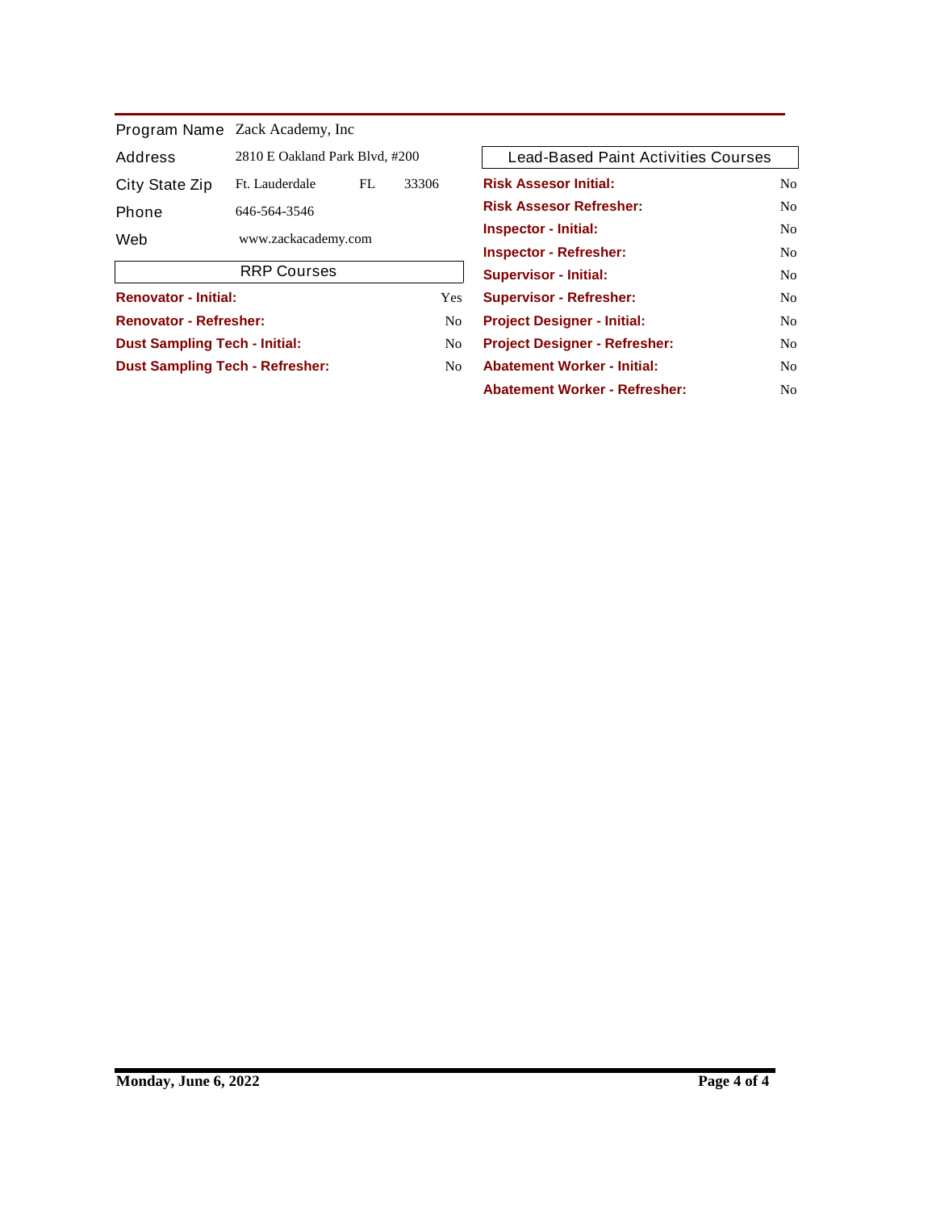| | |
|---|---|
| Program Name | Zack Academy, Inc |
| Address | 2810 E Oakland Park Blvd, #200 |
| City State Zip | Ft. Lauderdale FL 33306 |
| Phone | 646-564-3546 |
| Web | www.zackacademy.com |

| RRP Courses | |
|---|---|
| **Renovator - Initial:** | Yes |
| **Renovator - Refresher:** | No |
| **Dust Sampling Tech - Initial:** | No |
| **Dust Sampling Tech - Refresher:** | No |

| Lead-Based Paint Activities Courses | |
|---|---|
| **Risk Assesor Initial:** | No |
| **Risk Assesor Refresher:** | No |
| **Inspector - Initial:** | No |
| **Inspector - Refresher:** | No |
| **Supervisor - Initial:** | No |
| **Supervisor - Refresher:** | No |
| **Project Designer - Initial:** | No |
| **Project Designer - Refresher:** | No |
| **Abatement Worker - Initial:** | No |
| **Abatement Worker - Refresher:** | No |

**Monday, June 6, 2022**